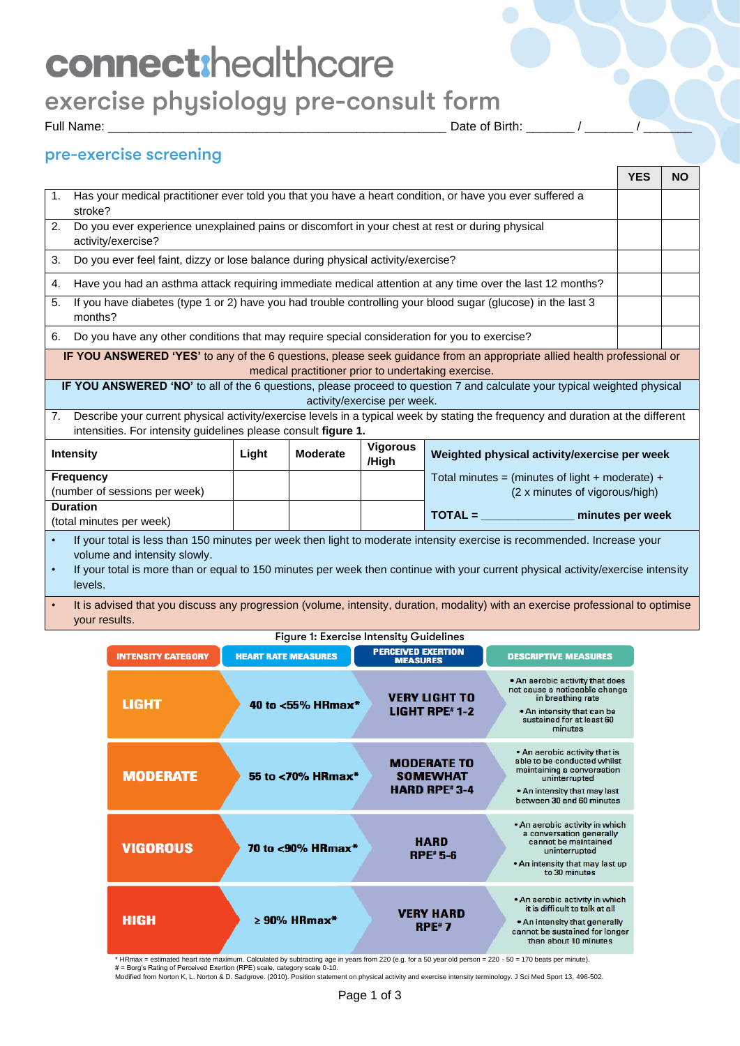# connect:healthcare

## exercise physiology pre-consult form

Full Name: _______________________________________________ Date of Birth: _______ / _______ / _______

## pre-exercise screening

| | | YES | NO |
|---|---|---|---|
| 1. | Has your medical practitioner ever told you that you have a heart condition, or have you ever suffered a stroke? | | |
| 2. | Do you ever experience unexplained pains or discomfort in your chest at rest or during physical activity/exercise? | | |
| 3. | Do you ever feel faint, dizzy or lose balance during physical activity/exercise? | | |
| 4. | Have you had an asthma attack requiring immediate medical attention at any time over the last 12 months? | | |
| 5. | If you have diabetes (type 1 or 2) have you had trouble controlling your blood sugar (glucose) in the last 3 months? | | |
| 6. | Do you have any other conditions that may require special consideration for you to exercise? | | |

**IF YOU ANSWERED 'YES'** to any of the 6 questions, please seek guidance from an appropriate allied health professional or medical practitioner prior to undertaking exercise.

**IF YOU ANSWERED 'NO'** to all of the 6 questions, please proceed to question 7 and calculate your typical weighted physical activity/exercise per week.

7. Describe your current physical activity/exercise levels in a typical week by stating the frequency and duration at the different intensities. For intensity guidelines please consult **figure 1.**

| Intensity | Light | Moderate | Vigorous /High | Weighted physical activity/exercise per week |
|---|---|---|---|---|
| **Frequency** (number of sessions per week) | | | | Total minutes = (minutes of light + moderate) + (2 x minutes of vigorous/high) |
| **Duration** (total minutes per week) | | | | **TOTAL =** _______________ **minutes per week** |

- If your total is less than 150 minutes per week then light to moderate intensity exercise is recommended. Increase your volume and intensity slowly.
- If your total is more than or equal to 150 minutes per week then continue with your current physical activity/exercise intensity levels.

- It is advised that you discuss any progression (volume, intensity, duration, modality) with an exercise professional to optimise your results.

Figure 1: Exercise Intensity Guidelines

| INTENSITY CATEGORY | HEART RATE MEASURES | PERCEIVED EXERTION MEASURES | DESCRIPTIVE MEASURES |
|---|---|---|---|
| LIGHT | 40 to <55% HRmax* | VERY LIGHT TO LIGHT RPE# 1-2 | • An aerobic activity that does not cause a noticeable change in breathing rate • An intensity that can be sustained for at least 60 minutes |
| MODERATE | 55 to <70% HRmax* | MODERATE TO SOMEWHAT HARD RPE# 3-4 | • An aerobic activity that is able to be conducted whilst maintaining a conversation uninterrupted • An intensity that may last between 30 and 60 minutes |
| VIGOROUS | 70 to <90% HRmax* | HARD RPE# 5-6 | • An aerobic activity in which a conversation generally cannot be maintained uninterrupted • An intensity that may last up to 30 minutes |
| HIGH | ≥ 90% HRmax* | VERY HARD RPE# 7 | • An aerobic activity in which it is difficult to talk at all • An intensity that generally cannot be sustained for longer than about 10 minutes |

* HRmax = estimated heart rate maximum. Calculated by subtracting age in years from 220 (e.g. for a 50 year old person = 220 - 50 = 170 beats per minute).
# = Borg's Rating of Perceived Exertion (RPE) scale, category scale 0-10.
Modified from Norton K, L. Norton & D. Sadgrove. (2010). Position statement on physical activity and exercise intensity terminology. J Sci Med Sport 13, 496-502.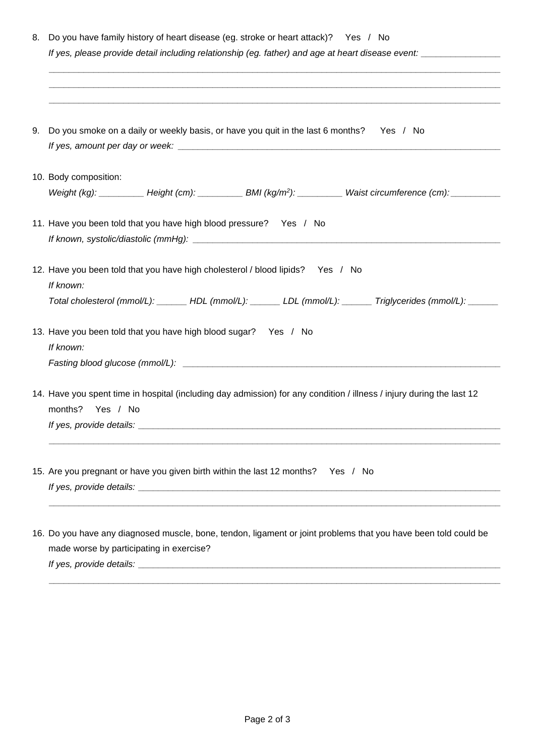8. Do you have family history of heart disease (eg. stroke or heart attack)?  Yes / No

   *If yes, please provide detail including relationship (eg. father) and age at heart disease event:* _______________

   ____________________________________________________________________________________________

   ____________________________________________________________________________________________

   ____________________________________________________________________________________________

9. Do you smoke on a daily or weekly basis, or have you quit in the last 6 months?  Yes / No

   *If yes, amount per day or week:* ____________________________________________________________________

10. Body composition:

    *Weight (kg):* _________ *Height (cm):* _________ *BMI (kg/m²):* _________ *Waist circumference (cm):* __________

11. Have you been told that you have high blood pressure?  Yes / No

    *If known, systolic/diastolic (mmHg):* ______________________________________________________________

12. Have you been told that you have high cholesterol / blood lipids?  Yes / No

    *If known:*

    *Total cholesterol (mmol/L):* ______ *HDL (mmol/L):* ______ *LDL (mmol/L):* ______ *Triglycerides (mmol/L):* ______

13. Have you been told that you have high blood sugar?  Yes / No

    *If known:*

    *Fasting blood glucose (mmol/L):* ___________________________________________________________________

14. Have you spent time in hospital (including day admission) for any condition / illness / injury during the last 12 months?  Yes / No

    *If yes, provide details:* _________________________________________________________________________

    ____________________________________________________________________________________________

15. Are you pregnant or have you given birth within the last 12 months?  Yes / No

    *If yes, provide details:* _________________________________________________________________________

    ____________________________________________________________________________________________

16. Do you have any diagnosed muscle, bone, tendon, ligament or joint problems that you have been told could be made worse by participating in exercise?

    *If yes, provide details:* _________________________________________________________________________

    ____________________________________________________________________________________________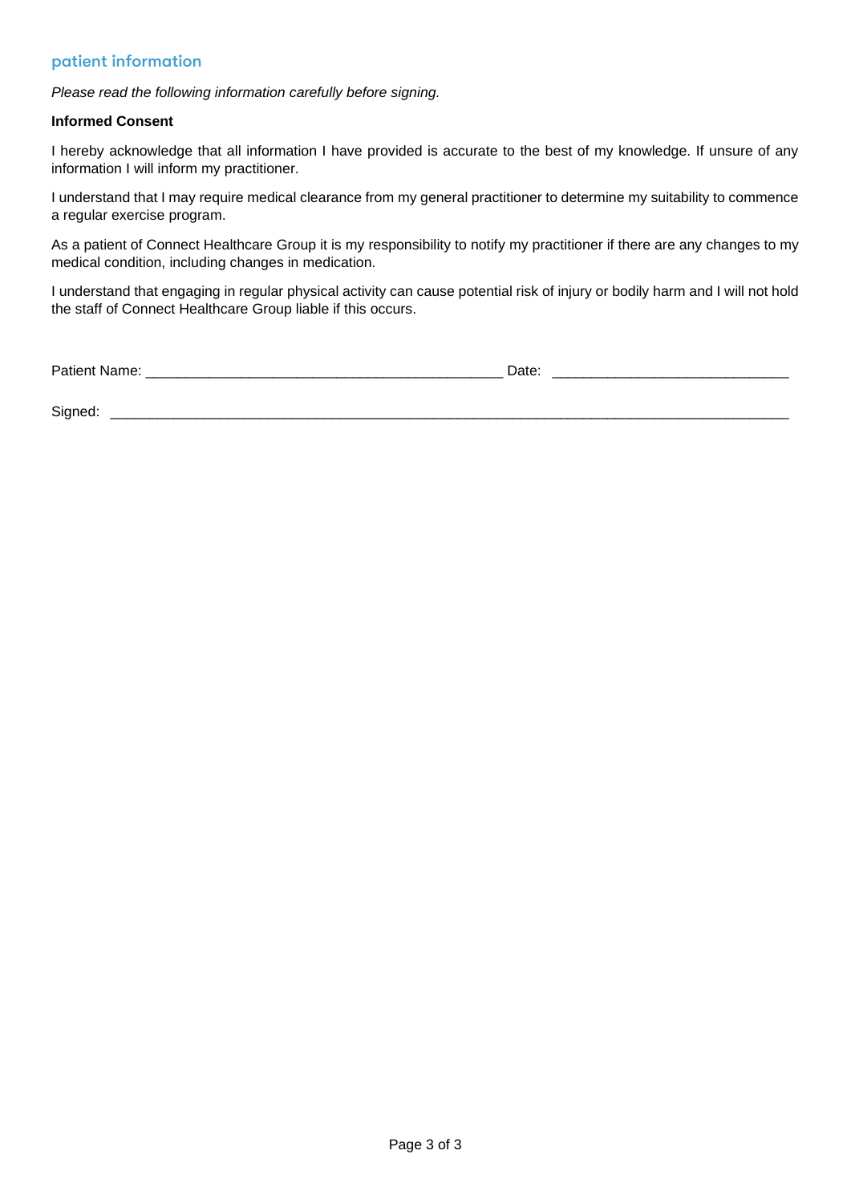## patient information

*Please read the following information carefully before signing.*

**Informed Consent**

I hereby acknowledge that all information I have provided is accurate to the best of my knowledge. If unsure of any information I will inform my practitioner.

I understand that I may require medical clearance from my general practitioner to determine my suitability to commence a regular exercise program.

As a patient of Connect Healthcare Group it is my responsibility to notify my practitioner if there are any changes to my medical condition, including changes in medication.

I understand that engaging in regular physical activity can cause potential risk of injury or bodily harm and I will not hold the staff of Connect Healthcare Group liable if this occurs.

Patient Name: _____________________________________________ Date: _____________________________

Signed: ____________________________________________________________________________________